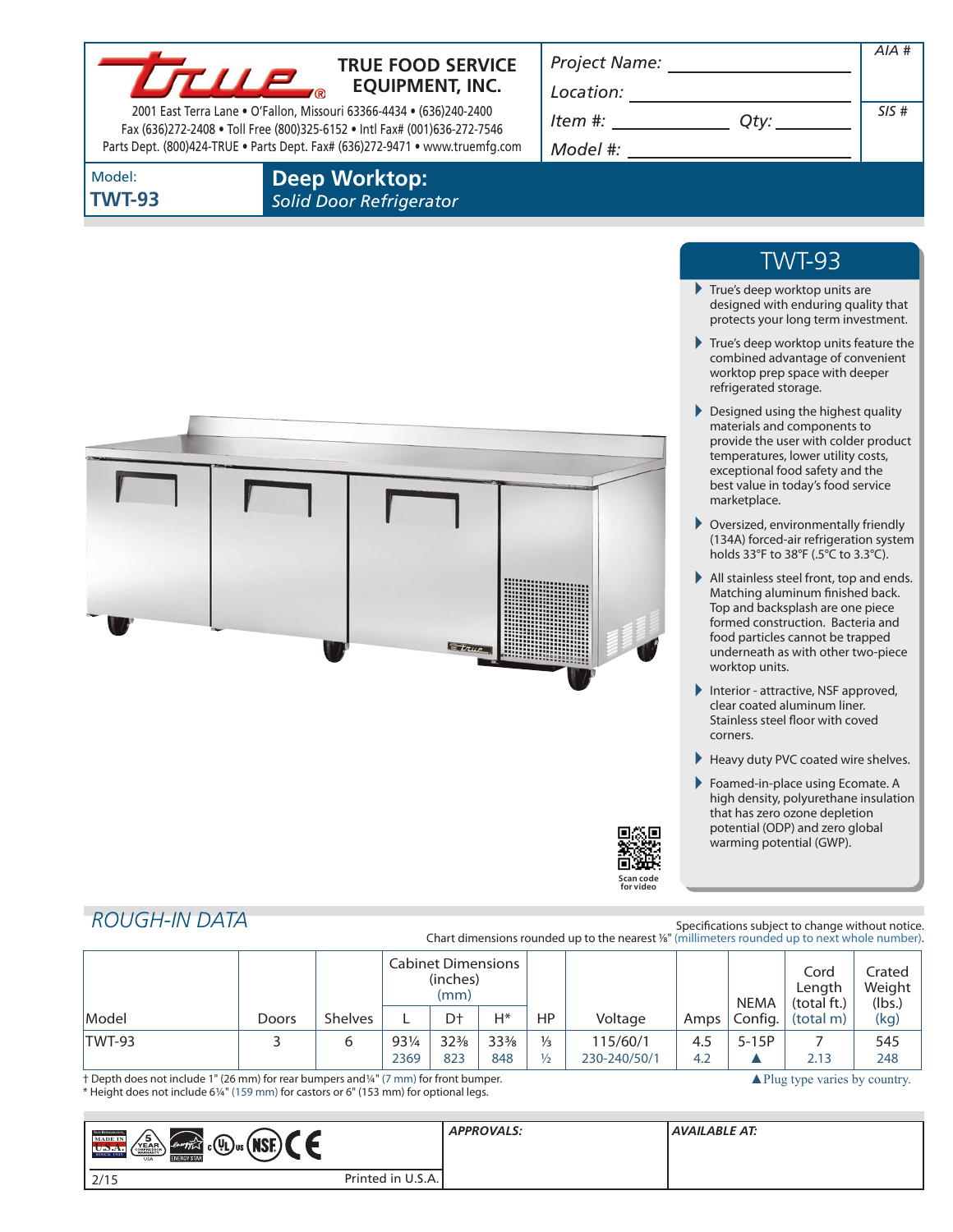# TRUE FOOD SERVICE EQUIPMENT, INC.

2001 East Terra Lane • O'Fallon, Missouri 63366-4434 • (636)240-2400
Fax (636)272-2408 • Toll Free (800)325-6152 • Intl Fax# (001)636-272-7546
Parts Dept. (800)424-TRUE • Parts Dept. Fax# (636)272-9471 • www.truemfg.com

Project Name: ______________ AIA #
Location: ______________
Item #: ______________ Qty: ______________ SIS #
Model #: ______________

Model: **TWT-93**

## Deep Worktop:
*Solid Door Refrigerator*

## TWT-93

- True's deep worktop units are designed with enduring quality that protects your long term investment.
- True's deep worktop units feature the combined advantage of convenient worktop prep space with deeper refrigerated storage.
- Designed using the highest quality materials and components to provide the user with colder product temperatures, lower utility costs, exceptional food safety and the best value in today's food service marketplace.
- Oversized, environmentally friendly (134A) forced-air refrigeration system holds 33°F to 38°F (.5°C to 3.3°C).
- All stainless steel front, top and ends. Matching aluminum finished back. Top and backsplash are one piece formed construction. Bacteria and food particles cannot be trapped underneath as with other two-piece worktop units.
- Interior - attractive, NSF approved, clear coated aluminum liner. Stainless steel floor with coved corners.
- Heavy duty PVC coated wire shelves.
- Foamed-in-place using Ecomate. A high density, polyurethane insulation that has zero ozone depletion potential (ODP) and zero global warming potential (GWP).

Scan code for video

## ROUGH-IN DATA

Specifications subject to change without notice.
Chart dimensions rounded up to the nearest ⅛" (millimeters rounded up to next whole number).

| Model | Doors | Shelves | Cabinet Dimensions (inches) (mm) L | D† | H* | HP | Voltage | Amps | NEMA Config. | Cord Length (total ft.) (total m) | Crated Weight (lbs.) (kg) |
|---|---|---|---|---|---|---|---|---|---|---|---|
| TWT-93 | 3 | 6 | 93¼ 2369 | 32⅜ 823 | 33⅜ 848 | ⅓ ½ | 115/60/1 230-240/50/1 | 4.5 4.2 | 5-15P ▲ | 7 2.13 | 545 248 |

† Depth does not include 1" (26 mm) for rear bumpers and ¼" (7 mm) for front bumper.
* Height does not include 6¼" (159 mm) for castors or 6" (153 mm) for optional legs.

▲ Plug type varies by country.

APPROVALS:

AVAILABLE AT:

2/15 Printed in U.S.A.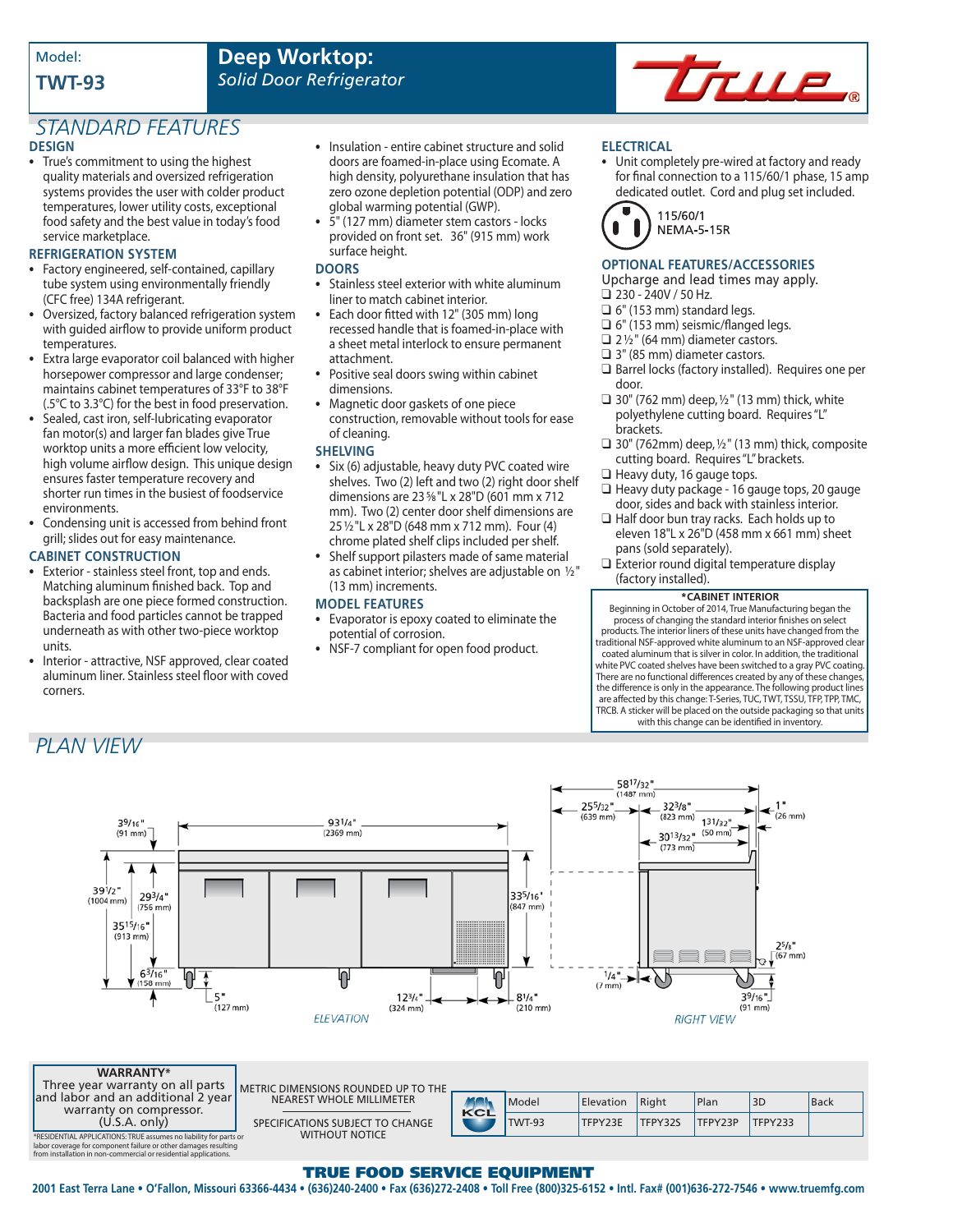Model:

**TWT-93**

# Deep Worktop:

*Solid Door Refrigerator*

## STANDARD FEATURES

### DESIGN

- True's commitment to using the highest quality materials and oversized refrigeration systems provides the user with colder product temperatures, lower utility costs, exceptional food safety and the best value in today's food service marketplace.

### REFRIGERATION SYSTEM

- Factory engineered, self-contained, capillary tube system using environmentally friendly (CFC free) 134A refrigerant.
- Oversized, factory balanced refrigeration system with guided airflow to provide uniform product temperatures.
- Extra large evaporator coil balanced with higher horsepower compressor and large condenser; maintains cabinet temperatures of 33°F to 38°F (.5°C to 3.3°C) for the best in food preservation.
- Sealed, cast iron, self-lubricating evaporator fan motor(s) and larger fan blades give True worktop units a more efficient low velocity, high volume airflow design. This unique design ensures faster temperature recovery and shorter run times in the busiest of foodservice environments.
- Condensing unit is accessed from behind front grill; slides out for easy maintenance.

### CABINET CONSTRUCTION

- Exterior - stainless steel front, top and ends. Matching aluminum finished back. Top and backsplash are one piece formed construction. Bacteria and food particles cannot be trapped underneath as with other two-piece worktop units.
- Interior - attractive, NSF approved, clear coated aluminum liner. Stainless steel floor with coved corners.
- Insulation - entire cabinet structure and solid doors are foamed-in-place using Ecomate. A high density, polyurethane insulation that has zero ozone depletion potential (ODP) and zero global warming potential (GWP).
- 5" (127 mm) diameter stem castors - locks provided on front set. 36" (915 mm) work surface height.

### DOORS

- Stainless steel exterior with white aluminum liner to match cabinet interior.
- Each door fitted with 12" (305 mm) long recessed handle that is foamed-in-place with a sheet metal interlock to ensure permanent attachment.
- Positive seal doors swing within cabinet dimensions.
- Magnetic door gaskets of one piece construction, removable without tools for ease of cleaning.

### SHELVING

- Six (6) adjustable, heavy duty PVC coated wire shelves. Two (2) left and two (2) right door shelf dimensions are 23⅝"L x 28"D (601 mm x 712 mm). Two (2) center door shelf dimensions are 25½"L x 28"D (648 mm x 712 mm). Four (4) chrome plated shelf clips included per shelf.
- Shelf support pilasters made of same material as cabinet interior; shelves are adjustable on ½" (13 mm) increments.

### MODEL FEATURES

- Evaporator is epoxy coated to eliminate the potential of corrosion.
- NSF-7 compliant for open food product.

### ELECTRICAL

- Unit completely pre-wired at factory and ready for final connection to a 115/60/1 phase, 15 amp dedicated outlet. Cord and plug set included.

115/60/1
NEMA-5-15R

### OPTIONAL FEATURES/ACCESSORIES

Upcharge and lead times may apply.

- ❑ 230 - 240V / 50 Hz.
- ❑ 6" (153 mm) standard legs.
- ❑ 6" (153 mm) seismic/flanged legs.
- ❑ 2½" (64 mm) diameter castors.
- ❑ 3" (85 mm) diameter castors.
- ❑ Barrel locks (factory installed). Requires one per door.
- ❑ 30" (762 mm) deep, ½" (13 mm) thick, white polyethylene cutting board. Requires "L" brackets.
- ❑ 30" (762mm) deep, ½" (13 mm) thick, composite cutting board. Requires "L" brackets.
- ❑ Heavy duty, 16 gauge tops.
- ❑ Heavy duty package - 16 gauge tops, 20 gauge door, sides and back with stainless interior.
- ❑ Half door bun tray racks. Each holds up to eleven 18"L x 26"D (458 mm x 661 mm) sheet pans (sold separately).
- ❑ Exterior round digital temperature display (factory installed).

**\*CABINET INTERIOR**

Beginning in October of 2014, True Manufacturing began the process of changing the standard interior finishes on select products. The interior liners of these units have changed from the traditional NSF-approved white aluminum to an NSF-approved clear coated aluminum that is silver in color. In addition, the traditional white PVC coated shelves have been switched to a gray PVC coating. There are no functional differences created by any of these changes, the difference is only in the appearance. The following product lines are affected by this change: T-Series, TUC, TWT, TSSU, TFP, TPP, TMC, TRCB. A sticker will be placed on the outside packaging so that units with this change can be identified in inventory.

## PLAN VIEW

93¼" (2369 mm)
3⁹⁄₁₆" (91 mm)
39½" (1004 mm)
29¾" (756 mm)
35¹⁵⁄₁₆" (913 mm)
6³⁄₁₆" (158 mm)
5" (127 mm)
12¾" (324 mm)
8¼" (210 mm)
33⁵⁄₁₆" (847 mm)
ELEVATION

58¹⁷⁄₃₂" (1487 mm)
25⁵⁄₃₂" (639 mm)
32⅜" (823 mm)
1" (26 mm)
1³¹⁄₃₂" (50 mm)
30¹³⁄₃₂" (773 mm)
2⅝" (67 mm)
¼" (7 mm)
3⁹⁄₁₆" (91 mm)
RIGHT VIEW

**WARRANTY\***
Three year warranty on all parts and labor and an additional 2 year warranty on compressor. (U.S.A. only)

\*RESIDENTIAL APPLICATIONS: TRUE assumes no liability for parts or labor coverage for component failure or other damages resulting from installation in non-commercial or residential applications.

METRIC DIMENSIONS ROUNDED UP TO THE NEAREST WHOLE MILLIMETER

SPECIFICATIONS SUBJECT TO CHANGE WITHOUT NOTICE

KCL

| Model | Elevation | Right | Plan | 3D | Back |
|---|---|---|---|---|---|
| TWT-93 | TFPY23E | TFPY32S | TFPY23P | TFPY233 | |

**TRUE FOOD SERVICE EQUIPMENT**

2001 East Terra Lane • O'Fallon, Missouri 63366-4434 • (636)240-2400 • Fax (636)272-2408 • Toll Free (800)325-6152 • Intl. Fax# (001)636-272-7546 • www.truemfg.com